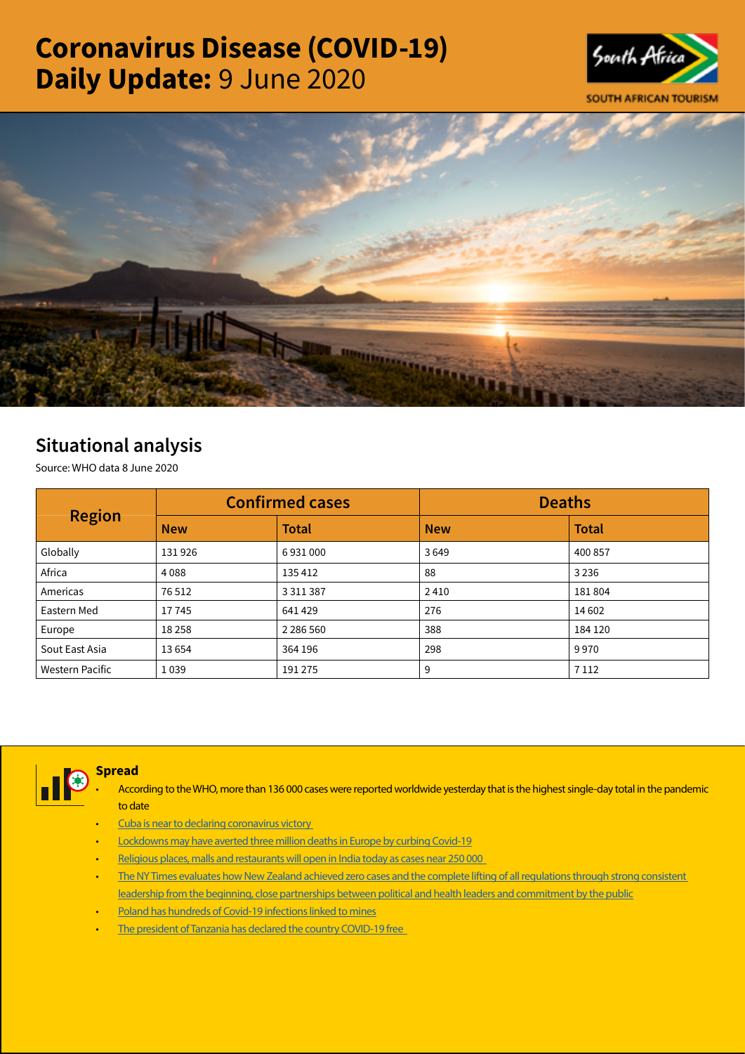# Coronavirus Disease (COVID-19) Daily Update: 9 June 2020

SOUTH AFRICAN TOURISM

## Situational analysis

Source: WHO data 8 June 2020

| Region | Confirmed cases | | Deaths | |
|---|---|---|---|---|
| | New | Total | New | Total |
| Globally | 131 926 | 6 931 000 | 3 649 | 400 857 |
| Africa | 4 088 | 135 412 | 88 | 3 236 |
| Americas | 76 512 | 3 311 387 | 2 410 | 181 804 |
| Eastern Med | 17 745 | 641 429 | 276 | 14 602 |
| Europe | 18 258 | 2 286 560 | 388 | 184 120 |
| Sout East Asia | 13 654 | 364 196 | 298 | 9 970 |
| Western Pacific | 1 039 | 191 275 | 9 | 7 112 |

### Spread

- According to the WHO, more than 136 000 cases were reported worldwide yesterday that is the highest single-day total in the pandemic to date
- Cuba is near to declaring coronavirus victory
- Lockdowns may have averted three million deaths in Europe by curbing Covid-19
- Religious places, malls and restaurants will open in India today as cases near 250 000
- The NY Times evaluates how New Zealand achieved zero cases and the complete lifting of all regulations through strong consistent leadership from the beginning, close partnerships between political and health leaders and commitment by the public
- Poland has hundreds of Covid-19 infections linked to mines
- The president of Tanzania has declared the country COVID-19 free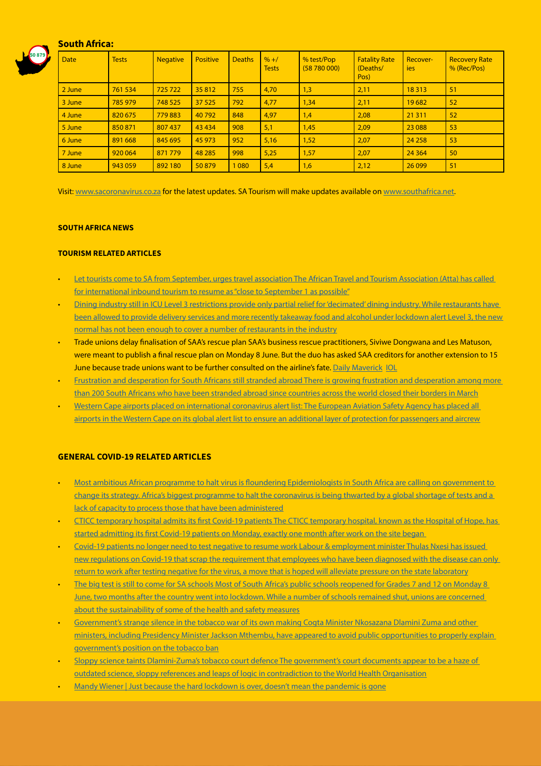## South Africa:

| Date | Tests | Negative | Positive | Deaths | % +/ Tests | % test/Pop (58 780 000) | Fatality Rate (Deaths/ Pos) | Recover-ies | Recovery Rate % (Rec/Pos) |
|---|---|---|---|---|---|---|---|---|---|
| 2 June | 761 534 | 725 722 | 35 812 | 755 | 4,70 | 1,3 | 2,11 | 18 313 | 51 |
| 3 June | 785 979 | 748 525 | 37 525 | 792 | 4,77 | 1,34 | 2,11 | 19 682 | 52 |
| 4 June | 820 675 | 779 883 | 40 792 | 848 | 4,97 | 1,4 | 2,08 | 21 311 | 52 |
| 5 June | 850 871 | 807 437 | 43 434 | 908 | 5,1 | 1,45 | 2,09 | 23 088 | 53 |
| 6 June | 891 668 | 845 695 | 45 973 | 952 | 5,16 | 1,52 | 2,07 | 24 258 | 53 |
| 7 June | 920 064 | 871 779 | 48 285 | 998 | 5,25 | 1,57 | 2,07 | 24 364 | 50 |
| 8 June | 943 059 | 892 180 | 50 879 | 1 080 | 5,4 | 1,6 | 2,12 | 26 099 | 51 |

Visit: www.sacoronavirus.co.za for the latest updates. SA Tourism will make updates available on www.southafrica.net.

**SOUTH AFRICA NEWS**

**TOURISM RELATED ARTICLES**

- Let tourists come to SA from September, urges travel association The African Travel and Tourism Association (Atta) has called for international inbound tourism to resume as "close to September 1 as possible"
- Dining industry still in ICU Level 3 restrictions provide only partial relief for 'decimated' dining industry. While restaurants have been allowed to provide delivery services and more recently takeaway food and alcohol under lockdown alert Level 3, the new normal has not been enough to cover a number of restaurants in the industry
- Trade unions delay finalisation of SAA's rescue plan SAA's business rescue practitioners, Siviwe Dongwana and Les Matuson, were meant to publish a final rescue plan on Monday 8 June. But the duo has asked SAA creditors for another extension to 15 June because trade unions want to be further consulted on the airline's fate. Daily Maverick IOL
- Frustration and desperation for South Africans still stranded abroad There is growing frustration and desperation among more than 200 South Africans who have been stranded abroad since countries across the world closed their borders in March
- Western Cape airports placed on international coronavirus alert list: The European Aviation Safety Agency has placed all airports in the Western Cape on its global alert list to ensure an additional layer of protection for passengers and aircrew

**GENERAL COVID-19 RELATED ARTICLES**

- Most ambitious African programme to halt virus is floundering Epidemiologists in South Africa are calling on government to change its strategy. Africa's biggest programme to halt the coronavirus is being thwarted by a global shortage of tests and a lack of capacity to process those that have been administered
- CTICC temporary hospital admits its first Covid-19 patients The CTICC temporary hospital, known as the Hospital of Hope, has started admitting its first Covid-19 patients on Monday, exactly one month after work on the site began
- Covid-19 patients no longer need to test negative to resume work Labour & employment minister Thulas Nxesi has issued new regulations on Covid-19 that scrap the requirement that employees who have been diagnosed with the disease can only return to work after testing negative for the virus, a move that is hoped will alleviate pressure on the state laboratory
- The big test is still to come for SA schools Most of South Africa's public schools reopened for Grades 7 and 12 on Monday 8 June, two months after the country went into lockdown. While a number of schools remained shut, unions are concerned about the sustainability of some of the health and safety measures
- Government's strange silence in the tobacco war of its own making Cogta Minister Nkosazana Dlamini Zuma and other ministers, including Presidency Minister Jackson Mthembu, have appeared to avoid public opportunities to properly explain government's position on the tobacco ban
- Sloppy science taints Dlamini-Zuma's tobacco court defence The government's court documents appear to be a haze of outdated science, sloppy references and leaps of logic in contradiction to the World Health Organisation
- Mandy Wiener | Just because the hard lockdown is over, doesn't mean the pandemic is gone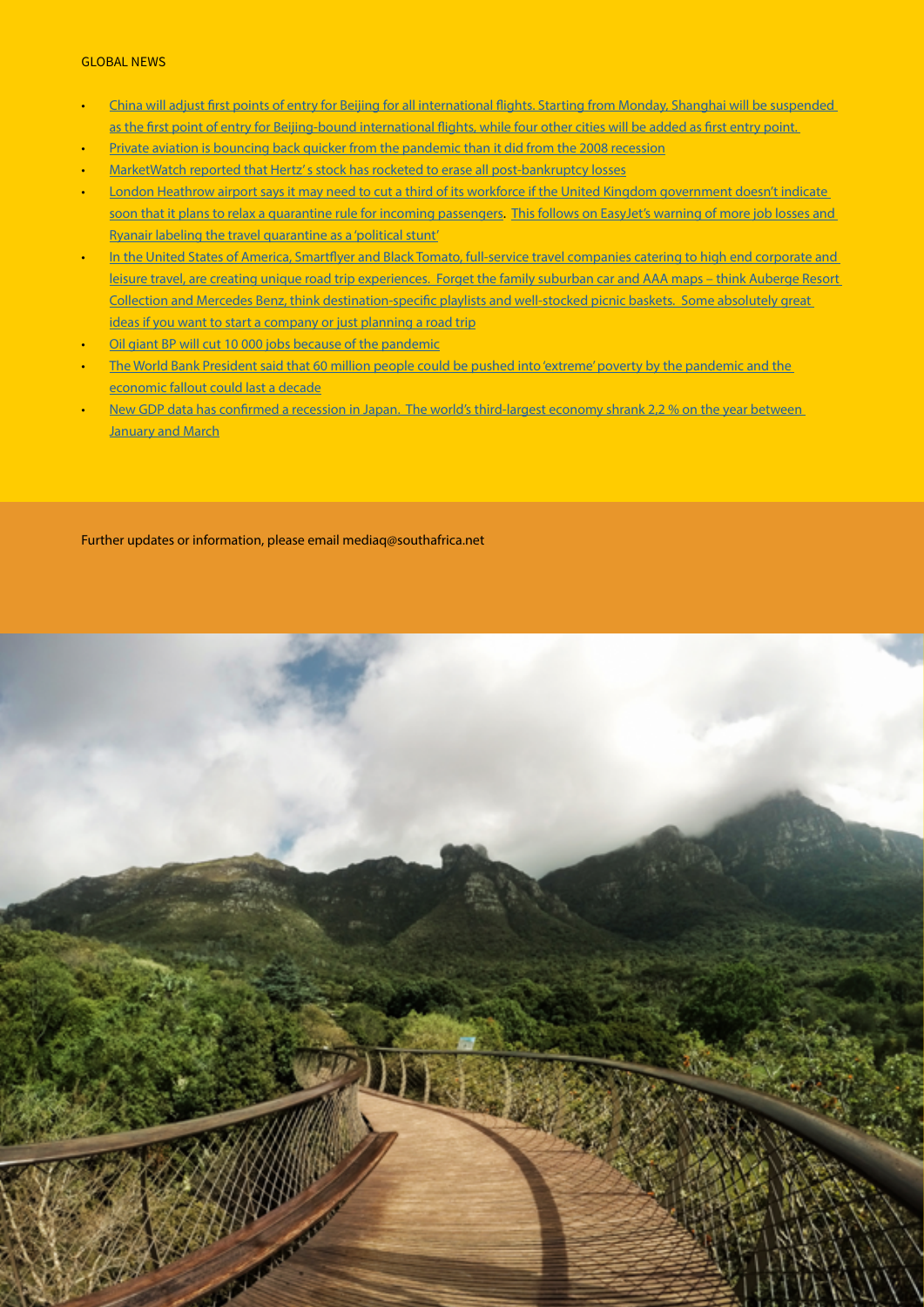GLOBAL NEWS

- China will adjust first points of entry for Beijing for all international flights. Starting from Monday, Shanghai will be suspended as the first point of entry for Beijing-bound international flights, while four other cities will be added as first entry point.
- Private aviation is bouncing back quicker from the pandemic than it did from the 2008 recession
- MarketWatch reported that Hertz' s stock has rocketed to erase all post-bankruptcy losses
- London Heathrow airport says it may need to cut a third of its workforce if the United Kingdom government doesn't indicate soon that it plans to relax a quarantine rule for incoming passengers. This follows on EasyJet's warning of more job losses and Ryanair labeling the travel quarantine as a 'political stunt'
- In the United States of America, Smartflyer and Black Tomato, full-service travel companies catering to high end corporate and leisure travel, are creating unique road trip experiences. Forget the family suburban car and AAA maps – think Auberge Resort Collection and Mercedes Benz, think destination-specific playlists and well-stocked picnic baskets. Some absolutely great ideas if you want to start a company or just planning a road trip
- Oil giant BP will cut 10 000 jobs because of the pandemic
- The World Bank President said that 60 million people could be pushed into 'extreme' poverty by the pandemic and the economic fallout could last a decade
- New GDP data has confirmed a recession in Japan. The world's third-largest economy shrank 2,2 % on the year between January and March

Further updates or information, please email mediaq@southafrica.net